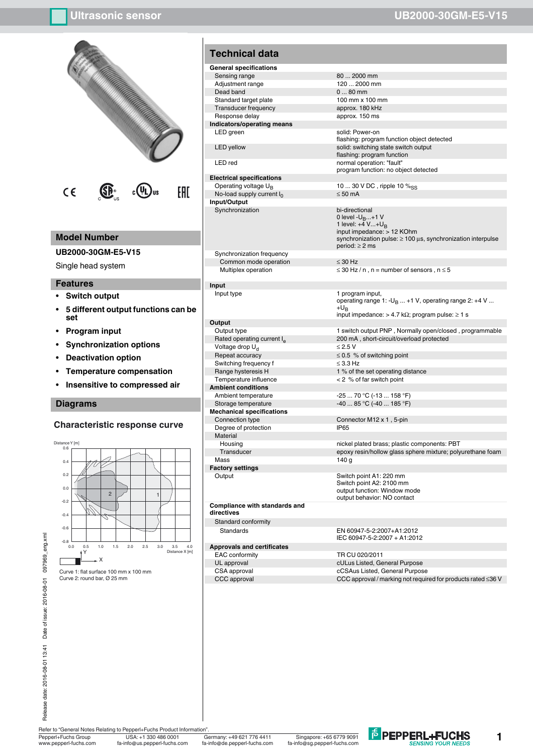# Ultrasonic sensor

## UB2000-30GM-E5-V15

## Model Number

**UB2000-30GM-E5-V15**

Single head system

## Features

- **Switch output**
- **5 different output functions can be set**
- **Program input**
- **Synchronization options**
- **Deactivation option**
- **Temperature compensation**
- **Insensitive to compressed air**

## Diagrams

### Characteristic response curve

Curve 1: flat surface 100 mm x 100 mm
Curve 2: round bar, Ø 25 mm

## Technical data

| | |
|---|---|
| **General specifications** | |
| Sensing range | 80 ... 2000 mm |
| Adjustment range | 120 ... 2000 mm |
| Dead band | 0 ... 80 mm |
| Standard target plate | 100 mm x 100 mm |
| Transducer frequency | approx. 180 kHz |
| Response delay | approx. 150 ms |
| **Indicators/operating means** | |
| LED green | solid: Power-on<br>flashing: program function object detected |
| LED yellow | solid: switching state switch output<br>flashing: program function |
| LED red | normal operation: "fault"<br>program function: no object detected |
| **Electrical specifications** | |
| Operating voltage $U_B$ | 10 ... 30 V DC , ripple 10 $\%_{SS}$ |
| No-load supply current $I_0$ | ≤ 50 mA |
| **Input/Output** | |
| Synchronization | bi-directional<br>0 level $-U_B$...+1 V<br>1 level: +4 V...$+U_B$<br>input impedance: > 12 KOhm<br>synchronization pulse: ≥ 100 µs, synchronization interpulse period: ≥ 2 ms |
| Synchronization frequency | |
| Common mode operation | ≤ 30 Hz |
| Multiplex operation | ≤ 30 Hz / n , n = number of sensors , n ≤ 5 |
| **Input** | |
| Input type | 1 program input,<br>operating range 1: $-U_B$ ... +1 V, operating range 2: +4 V ... $+U_B$<br>input impedance: > 4.7 kΩ; program pulse: ≥ 1 s |
| **Output** | |
| Output type | 1 switch output PNP , Normally open/closed , programmable |
| Rated operating current $I_e$ | 200 mA , short-circuit/overload protected |
| Voltage drop $U_d$ | ≤ 2.5 V |
| Repeat accuracy | ≤ 0.5 % of switching point |
| Switching frequency f | ≤ 3.3 Hz |
| Range hysteresis H | 1 % of the set operating distance |
| Temperature influence | < 2 % of far switch point |
| **Ambient conditions** | |
| Ambient temperature | -25 ... 70 °C (-13 ... 158 °F) |
| Storage temperature | -40 ... 85 °C (-40 ... 185 °F) |
| **Mechanical specifications** | |
| Connection type | Connector M12 x 1 , 5-pin |
| Degree of protection | IP65 |
| Material | |
| Housing | nickel plated brass; plastic components: PBT |
| Transducer | epoxy resin/hollow glass sphere mixture; polyurethane foam |
| Mass | 140 g |
| **Factory settings** | |
| Output | Switch point A1: 220 mm<br>Switch point A2: 2100 mm<br>output function: Window mode<br>output behavior: NO contact |
| **Compliance with standards and directives** | |
| Standard conformity | |
| Standards | EN 60947-5-2:2007+A1:2012<br>IEC 60947-5-2:2007 + A1:2012 |
| **Approvals and certificates** | |
| EAC conformity | TR CU 020/2011 |
| UL approval | cULus Listed, General Purpose |
| CSA approval | cCSAus Listed, General Purpose |
| CCC approval | CCC approval / marking not required for products rated ≤36 V |

Refer to "General Notes Relating to Pepperl+Fuchs Product Information".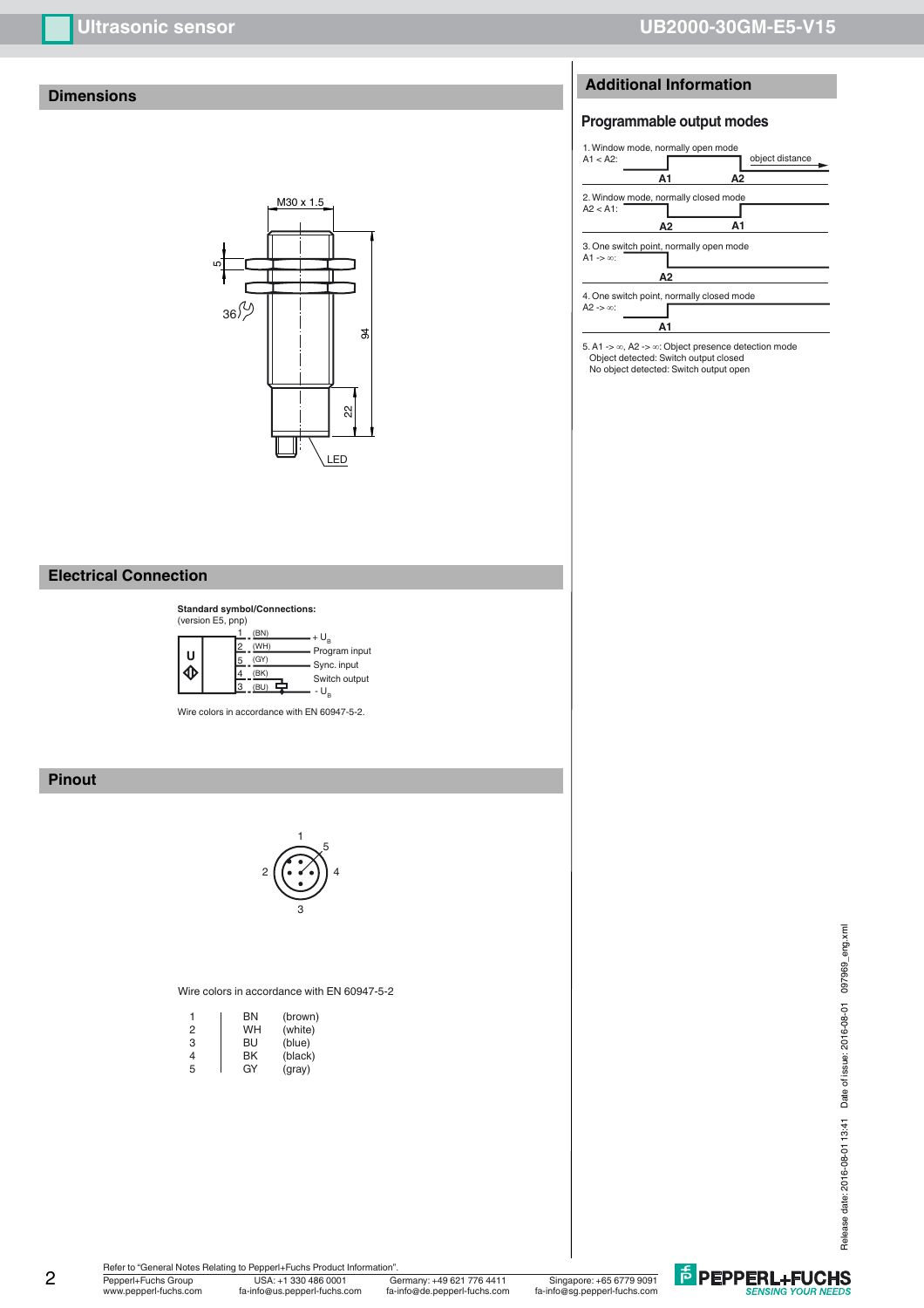## Dimensions

M30 x 1.5

5

36

94

22

LED

## Electrical Connection

**Standard symbol/Connections:**
(version E5, pnp)

| Pin | Color | Function |
|---|---|---|
| 1 | (BN) | + $U_B$ |
| 2 | (WH) | Program input |
| 5 | (GY) | Sync. input |
| 4 | (BK) | Switch output |
| 3 | (BU) | - $U_B$ |

Wire colors in accordance with EN 60947-5-2.

## Pinout

Wire colors in accordance with EN 60947-5-2

| | | |
|---|---|---|
| 1 | BN | (brown) |
| 2 | WH | (white) |
| 3 | BU | (blue) |
| 4 | BK | (black) |
| 5 | GY | (gray) |

## Additional Information

### Programmable output modes

1. Window mode, normally open mode
   A1 < A2: (A1, A2; object distance)
2. Window mode, normally closed mode
   A2 < A1: (A2, A1)
3. One switch point, normally open mode
   A1 -> ∞: (A2)
4. One switch point, normally closed mode
   A2 -> ∞: (A1)
5. A1 -> ∞, A2 -> ∞: Object presence detection mode
   Object detected: Switch output closed
   No object detected: Switch output open

Refer to "General Notes Relating to Pepperl+Fuchs Product Information".

Pepperl+Fuchs Group www.pepperl-fuchs.com | USA: +1 330 486 0001 fa-info@us.pepperl-fuchs.com | Germany: +49 621 776 4411 fa-info@de.pepperl-fuchs.com | Singapore: +65 6779 9091 fa-info@sg.pepperl-fuchs.com

Release date: 2016-08-01 13:41 Date of issue: 2016-08-01 097969_eng.xml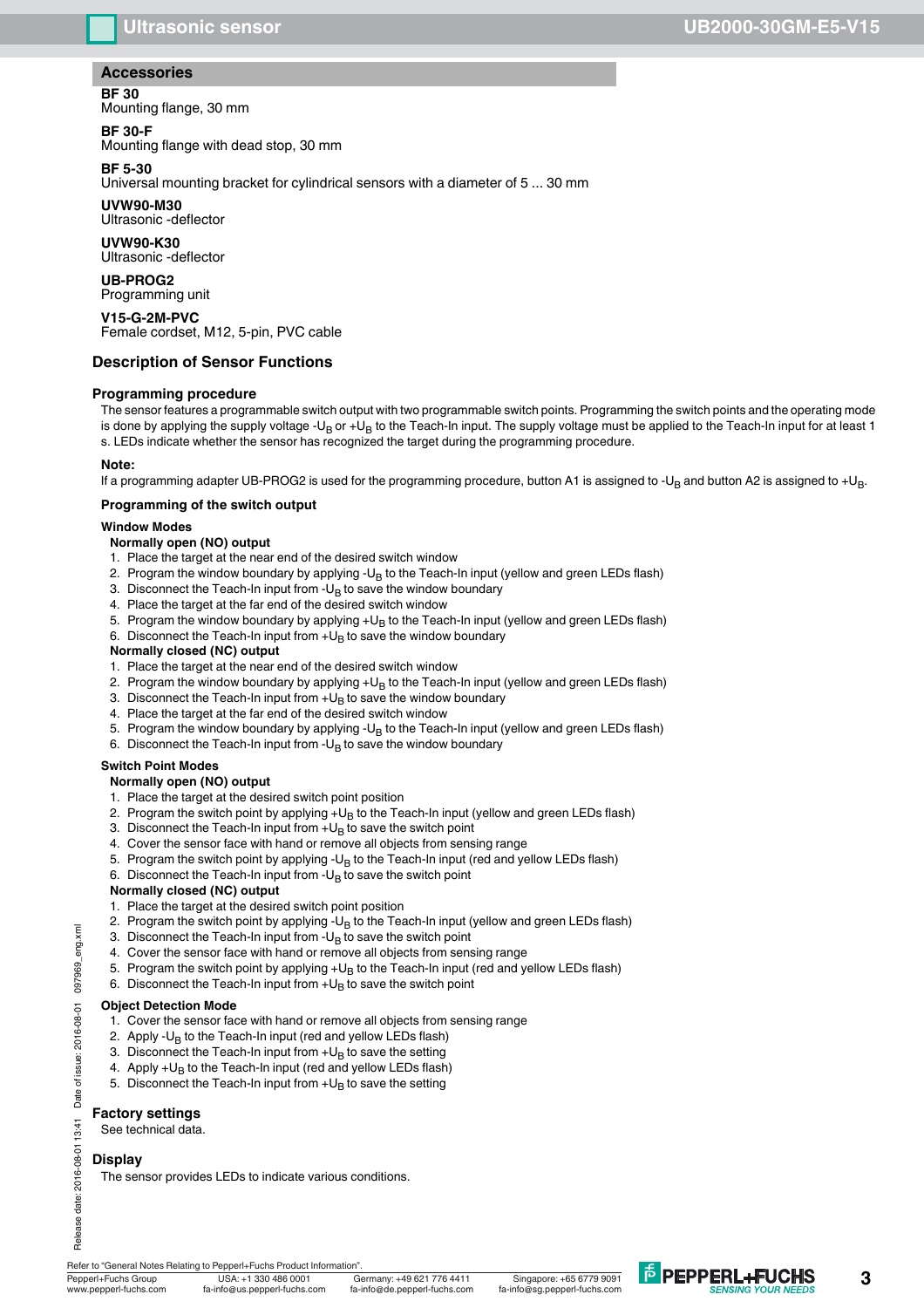## Accessories

**BF 30**
Mounting flange, 30 mm

**BF 30-F**
Mounting flange with dead stop, 30 mm

**BF 5-30**
Universal mounting bracket for cylindrical sensors with a diameter of 5 ... 30 mm

**UVW90-M30**
Ultrasonic -deflector

**UVW90-K30**
Ultrasonic -deflector

**UB-PROG2**
Programming unit

**V15-G-2M-PVC**
Female cordset, M12, 5-pin, PVC cable

## Description of Sensor Functions

### Programming procedure

The sensor features a programmable switch output with two programmable switch points. Programming the switch points and the operating mode is done by applying the supply voltage $-U_B$ or $+U_B$ to the Teach-In input. The supply voltage must be applied to the Teach-In input for at least 1 s. LEDs indicate whether the sensor has recognized the target during the programming procedure.

**Note:**

If a programming adapter UB-PROG2 is used for the programming procedure, button A1 is assigned to $-U_B$ and button A2 is assigned to $+U_B$.

#### Programming of the switch output

**Window Modes**

**Normally open (NO) output**

1. Place the target at the near end of the desired switch window
2. Program the window boundary by applying $-U_B$ to the Teach-In input (yellow and green LEDs flash)
3. Disconnect the Teach-In input from $-U_B$ to save the window boundary
4. Place the target at the far end of the desired switch window
5. Program the window boundary by applying $+U_B$ to the Teach-In input (yellow and green LEDs flash)
6. Disconnect the Teach-In input from $+U_B$ to save the window boundary

**Normally closed (NC) output**

1. Place the target at the near end of the desired switch window
2. Program the window boundary by applying $+U_B$ to the Teach-In input (yellow and green LEDs flash)
3. Disconnect the Teach-In input from $+U_B$ to save the window boundary
4. Place the target at the far end of the desired switch window
5. Program the window boundary by applying $-U_B$ to the Teach-In input (yellow and green LEDs flash)
6. Disconnect the Teach-In input from $-U_B$ to save the window boundary

**Switch Point Modes**

**Normally open (NO) output**

1. Place the target at the desired switch point position
2. Program the switch point by applying $+U_B$ to the Teach-In input (yellow and green LEDs flash)
3. Disconnect the Teach-In input from $+U_B$ to save the switch point
4. Cover the sensor face with hand or remove all objects from sensing range
5. Program the switch point by applying $-U_B$ to the Teach-In input (red and yellow LEDs flash)
6. Disconnect the Teach-In input from $-U_B$ to save the switch point

**Normally closed (NC) output**

1. Place the target at the desired switch point position
2. Program the switch point by applying $-U_B$ to the Teach-In input (yellow and green LEDs flash)
3. Disconnect the Teach-In input from $-U_B$ to save the switch point
4. Cover the sensor face with hand or remove all objects from sensing range
5. Program the switch point by applying $+U_B$ to the Teach-In input (red and yellow LEDs flash)
6. Disconnect the Teach-In input from $+U_B$ to save the switch point

**Object Detection Mode**

1. Cover the sensor face with hand or remove all objects from sensing range
2. Apply $-U_B$ to the Teach-In input (red and yellow LEDs flash)
3. Disconnect the Teach-In input from $+U_B$ to save the setting
4. Apply $+U_B$ to the Teach-In input (red and yellow LEDs flash)
5. Disconnect the Teach-In input from $+U_B$ to save the setting

### Factory settings

See technical data.

### Display

The sensor provides LEDs to indicate various conditions.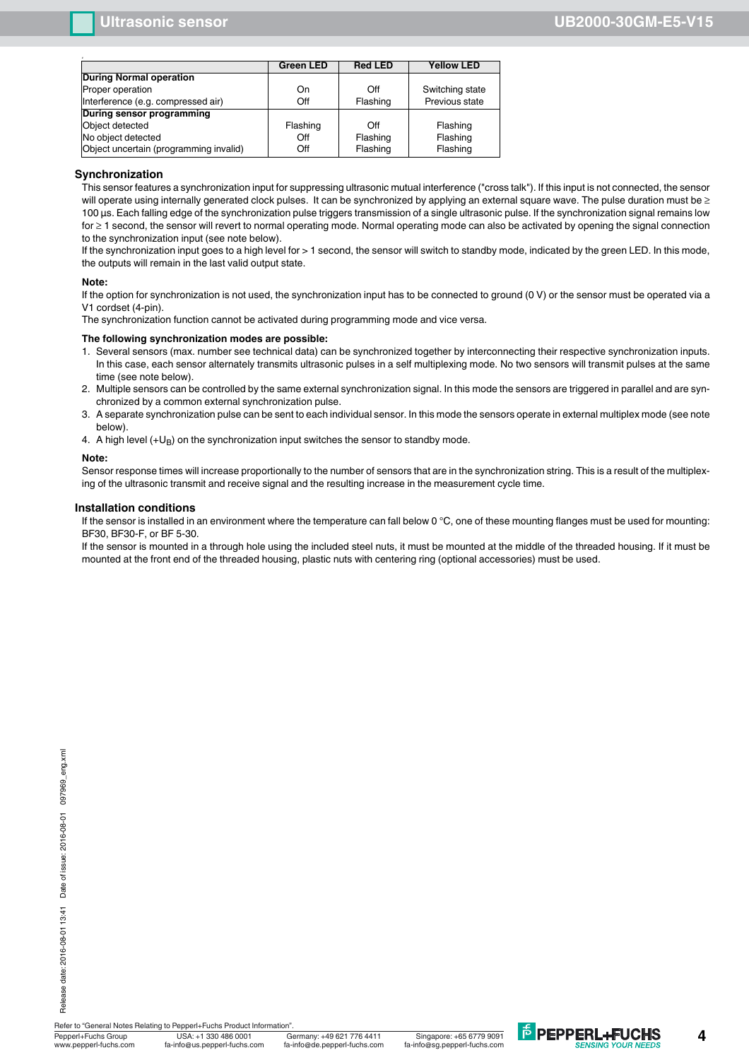| | Green LED | Red LED | Yellow LED |
|---|---|---|---|
| **During Normal operation** | | | |
| Proper operation | On | Off | Switching state |
| Interference (e.g. compressed air) | Off | Flashing | Previous state |
| **During sensor programming** | | | |
| Object detected | Flashing | Off | Flashing |
| No object detected | Off | Flashing | Flashing |
| Object uncertain (programming invalid) | Off | Flashing | Flashing |

## Synchronization

This sensor features a synchronization input for suppressing ultrasonic mutual interference ("cross talk"). If this input is not connected, the sensor will operate using internally generated clock pulses. It can be synchronized by applying an external square wave. The pulse duration must be ≥ 100 µs. Each falling edge of the synchronization pulse triggers transmission of a single ultrasonic pulse. If the synchronization signal remains low for ≥ 1 second, the sensor will revert to normal operating mode. Normal operating mode can also be activated by opening the signal connection to the synchronization input (see note below).

If the synchronization input goes to a high level for > 1 second, the sensor will switch to standby mode, indicated by the green LED. In this mode, the outputs will remain in the last valid output state.

**Note:**

If the option for synchronization is not used, the synchronization input has to be connected to ground (0 V) or the sensor must be operated via a V1 cordset (4-pin).

The synchronization function cannot be activated during programming mode and vice versa.

**The following synchronization modes are possible:**

1. Several sensors (max. number see technical data) can be synchronized together by interconnecting their respective synchronization inputs. In this case, each sensor alternately transmits ultrasonic pulses in a self multiplexing mode. No two sensors will transmit pulses at the same time (see note below).
2. Multiple sensors can be controlled by the same external synchronization signal. In this mode the sensors are triggered in parallel and are synchronized by a common external synchronization pulse.
3. A separate synchronization pulse can be sent to each individual sensor. In this mode the sensors operate in external multiplex mode (see note below).
4. A high level ($+U_B$) on the synchronization input switches the sensor to standby mode.

**Note:**

Sensor response times will increase proportionally to the number of sensors that are in the synchronization string. This is a result of the multiplexing of the ultrasonic transmit and receive signal and the resulting increase in the measurement cycle time.

## Installation conditions

If the sensor is installed in an environment where the temperature can fall below 0 °C, one of these mounting flanges must be used for mounting: BF30, BF30-F, or BF 5-30.

If the sensor is mounted in a through hole using the included steel nuts, it must be mounted at the middle of the threaded housing. If it must be mounted at the front end of the threaded housing, plastic nuts with centering ring (optional accessories) must be used.